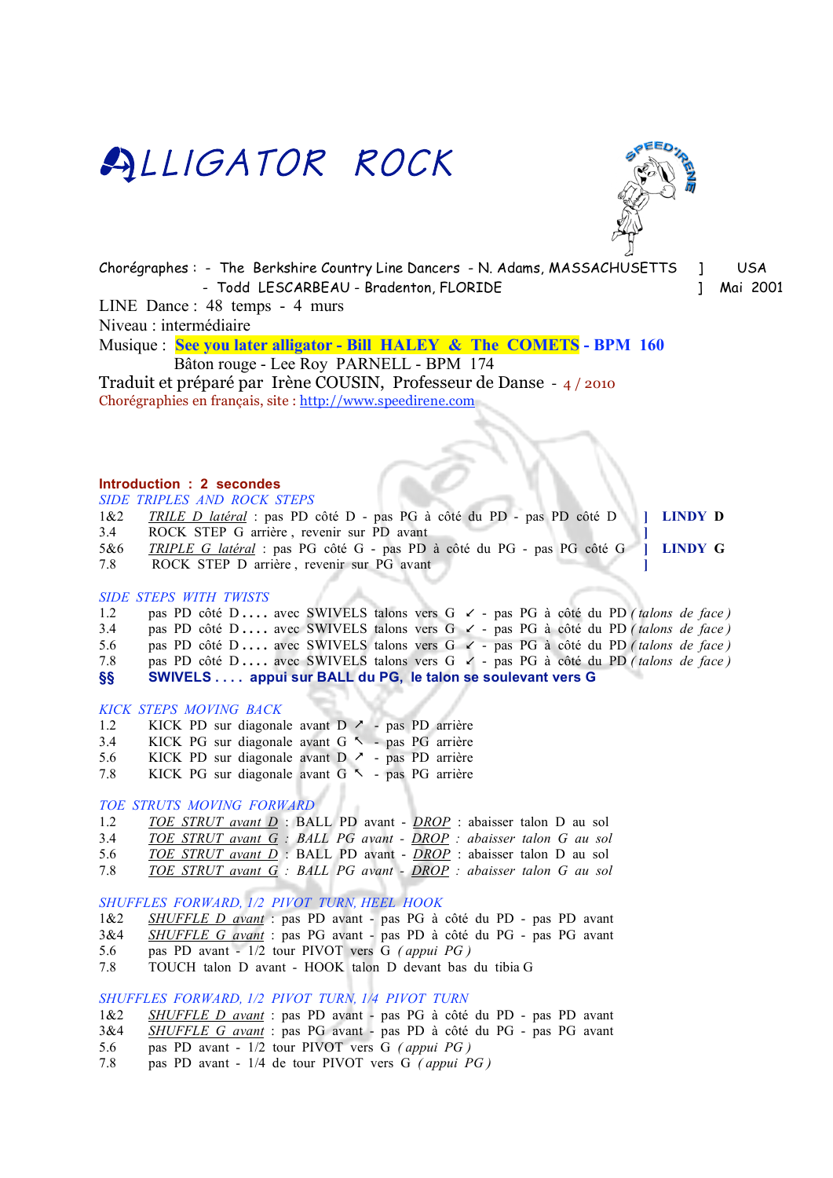# ALLIGATOR ROCK

Chorégraphes : - The Berkshire Country Line Dancers - N. Adams, MASSACHUSETTS ] USA
- Todd LESCARBEAU - Bradenton, FLORIDE ] Mai 2001

LINE Dance : 48 temps - 4 murs

Niveau : intermédiaire

Musique : **See you later alligator - Bill HALEY & The COMETS - BPM 160**

Bâton rouge - Lee Roy PARNELL - BPM 174

Traduit et préparé par Irène COUSIN, Professeur de Danse - 4 / 2010

Chorégraphies en français, site : http://www.speedirene.com

**Introduction : 2 secondes**

*SIDE TRIPLES AND ROCK STEPS*

| | | |
|---|---|---|
| 1&2 | *TRILE D latéral* : pas PD côté D - pas PG à côté du PD - pas PD côté D | ] **LINDY D** |
| 3.4 | ROCK STEP G arrière , revenir sur PD avant | ] |
| 5&6 | *TRIPLE G latéral* : pas PG côté G - pas PD à côté du PG - pas PG côté G | ] **LINDY G** |
| 7.8 | ROCK STEP D arrière , revenir sur PG avant | ] |

*SIDE STEPS WITH TWISTS*

| | |
|---|---|
| 1.2 | pas PD côté D . . . . avec SWIVELS talons vers G ↙ - pas PG à côté du PD *( talons de face )* |
| 3.4 | pas PD côté D . . . . avec SWIVELS talons vers G ↙ - pas PG à côté du PD *( talons de face )* |
| 5.6 | pas PD côté D . . . . avec SWIVELS talons vers G ↙ - pas PG à côté du PD *( talons de face )* |
| 7.8 | pas PD côté D . . . . avec SWIVELS talons vers G ↙ - pas PG à côté du PD *( talons de face )* |
| **§§** | **SWIVELS . . . . appui sur BALL du PG, le talon se soulevant vers G** |

*KICK STEPS MOVING BACK*

| | |
|---|---|
| 1.2 | KICK PD sur diagonale avant D ↗ - pas PD arrière |
| 3.4 | KICK PG sur diagonale avant G ↖ - pas PG arrière |
| 5.6 | KICK PD sur diagonale avant D ↗ - pas PD arrière |
| 7.8 | KICK PG sur diagonale avant G ↖ - pas PG arrière |

*TOE STRUTS MOVING FORWARD*

| | |
|---|---|
| 1.2 | *TOE STRUT avant D* : BALL PD avant - *DROP* : abaisser talon D au sol |
| 3.4 | *TOE STRUT avant G : BALL PG avant - DROP : abaisser talon G au sol* |
| 5.6 | *TOE STRUT avant D* : BALL PD avant - *DROP* : abaisser talon D au sol |
| 7.8 | *TOE STRUT avant G : BALL PG avant - DROP : abaisser talon G au sol* |

*SHUFFLES FORWARD, 1/2 PIVOT TURN, HEEL HOOK*

| | |
|---|---|
| 1&2 | *SHUFFLE D avant* : pas PD avant - pas PG à côté du PD - pas PD avant |
| 3&4 | *SHUFFLE G avant* : pas PG avant - pas PD à côté du PG - pas PG avant |
| 5.6 | pas PD avant - 1/2 tour PIVOT vers G *( appui PG )* |
| 7.8 | TOUCH talon D avant - HOOK talon D devant bas du tibia G |

*SHUFFLES FORWARD, 1/2 PIVOT TURN, 1/4 PIVOT TURN*

| | |
|---|---|
| 1&2 | *SHUFFLE D avant* : pas PD avant - pas PG à côté du PD - pas PD avant |
| 3&4 | *SHUFFLE G avant* : pas PG avant - pas PD à côté du PG - pas PG avant |
| 5.6 | pas PD avant - 1/2 tour PIVOT vers G *( appui PG )* |
| 7.8 | pas PD avant - 1/4 de tour PIVOT vers G *( appui PG )* |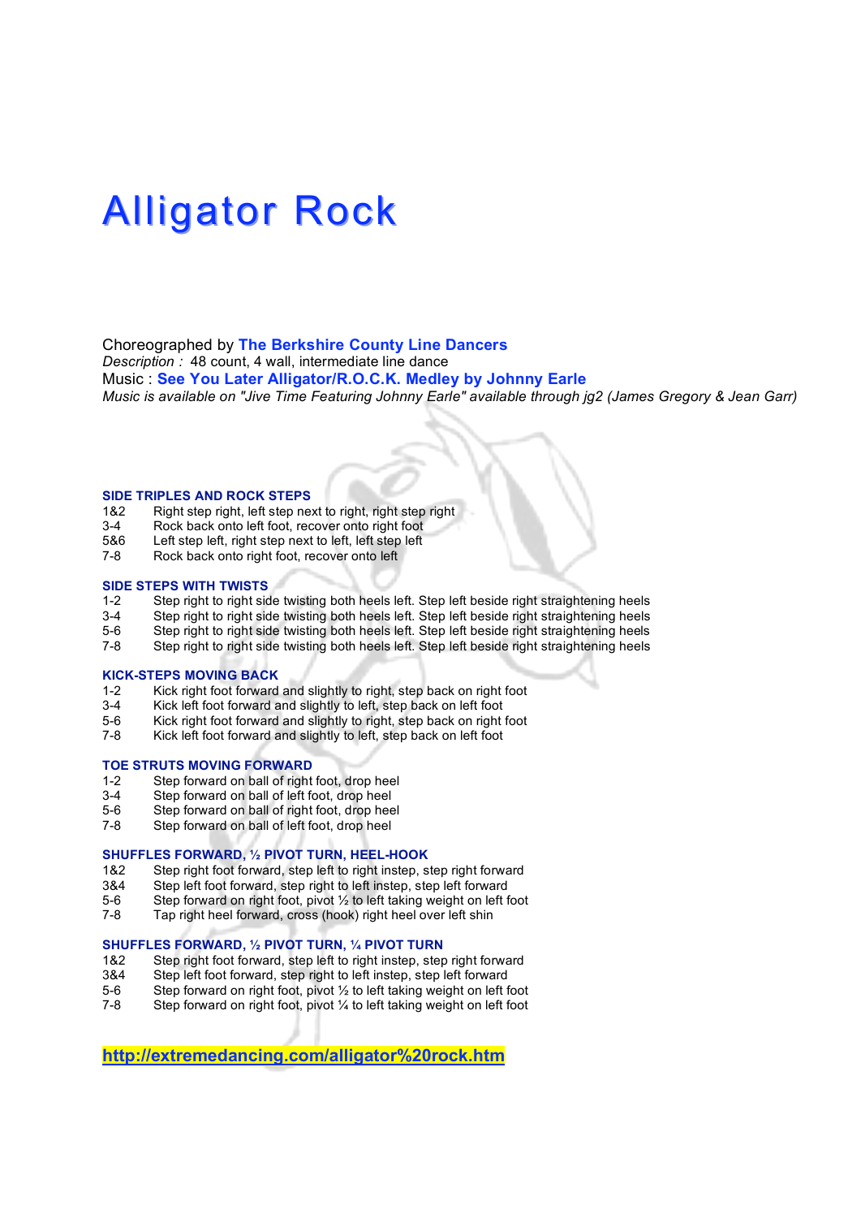# Alligator Rock

Choreographed by **The Berkshire County Line Dancers**
*Description :* 48 count, 4 wall, intermediate line dance
Music : **See You Later Alligator/R.O.C.K. Medley by Johnny Earle**
*Music is available on "Jive Time Featuring Johnny Earle" available through jg2 (James Gregory & Jean Garr)*

### SIDE TRIPLES AND ROCK STEPS

1&2 Right step right, left step next to right, right step right
3-4 Rock back onto left foot, recover onto right foot
5&6 Left step left, right step next to left, left step left
7-8 Rock back onto right foot, recover onto left

### SIDE STEPS WITH TWISTS

1-2 Step right to right side twisting both heels left. Step left beside right straightening heels
3-4 Step right to right side twisting both heels left. Step left beside right straightening heels
5-6 Step right to right side twisting both heels left. Step left beside right straightening heels
7-8 Step right to right side twisting both heels left. Step left beside right straightening heels

### KICK-STEPS MOVING BACK

1-2 Kick right foot forward and slightly to right, step back on right foot
3-4 Kick left foot forward and slightly to left, step back on left foot
5-6 Kick right foot forward and slightly to right, step back on right foot
7-8 Kick left foot forward and slightly to left, step back on left foot

### TOE STRUTS MOVING FORWARD

1-2 Step forward on ball of right foot, drop heel
3-4 Step forward on ball of left foot, drop heel
5-6 Step forward on ball of right foot, drop heel
7-8 Step forward on ball of left foot, drop heel

### SHUFFLES FORWARD, ½ PIVOT TURN, HEEL-HOOK

1&2 Step right foot forward, step left to right instep, step right forward
3&4 Step left foot forward, step right to left instep, step left forward
5-6 Step forward on right foot, pivot ½ to left taking weight on left foot
7-8 Tap right heel forward, cross (hook) right heel over left shin

### SHUFFLES FORWARD, ½ PIVOT TURN, ¼ PIVOT TURN

1&2 Step right foot forward, step left to right instep, step right forward
3&4 Step left foot forward, step right to left instep, step left forward
5-6 Step forward on right foot, pivot ½ to left taking weight on left foot
7-8 Step forward on right foot, pivot ¼ to left taking weight on left foot

**http://extremedancing.com/alligator%20rock.htm**